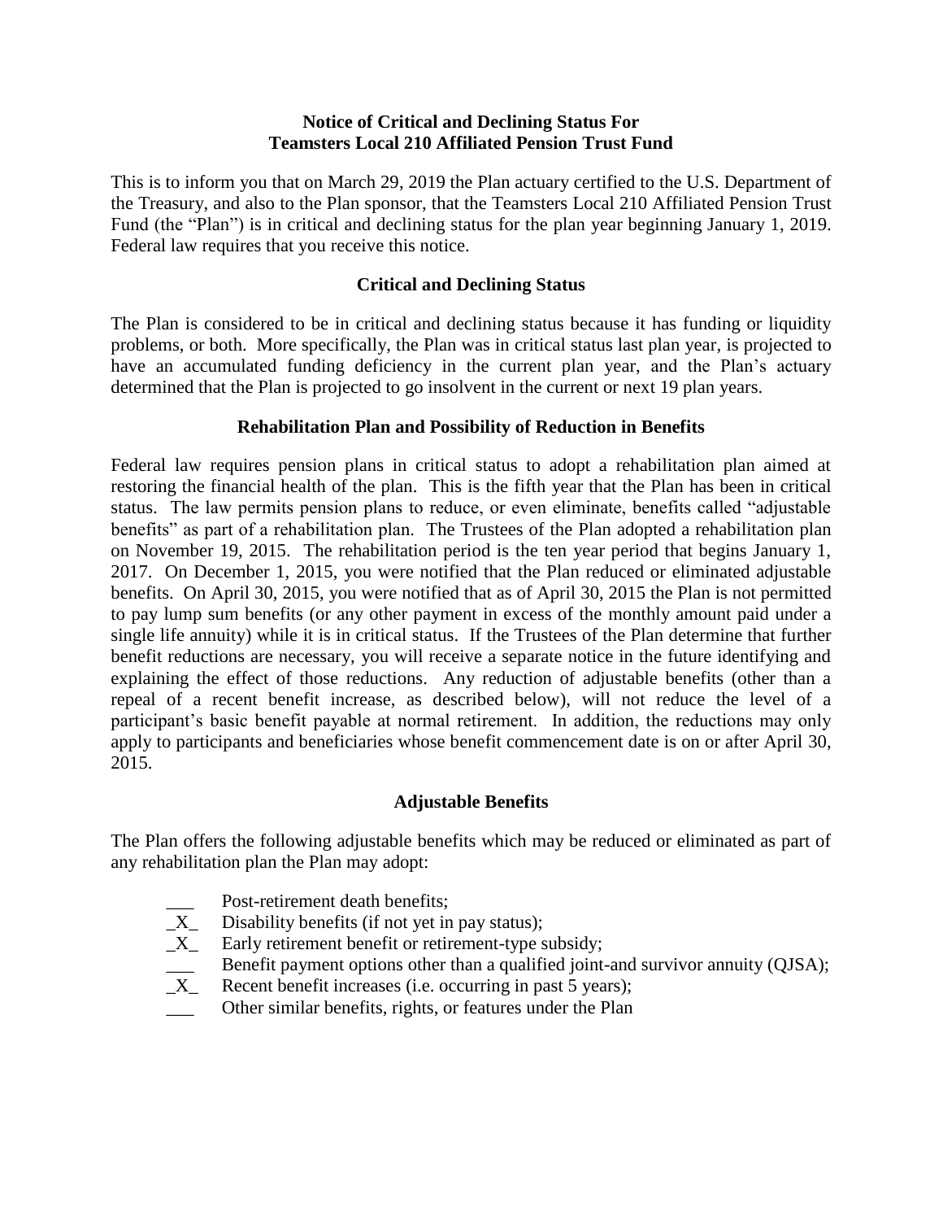**Notice of Critical and Declining Status For Teamsters Local 210 Affiliated Pension Trust Fund**

This is to inform you that on March 29, 2019 the Plan actuary certified to the U.S. Department of the Treasury, and also to the Plan sponsor, that the Teamsters Local 210 Affiliated Pension Trust Fund (the "Plan") is in critical and declining status for the plan year beginning January 1, 2019. Federal law requires that you receive this notice.

**Critical and Declining Status**

The Plan is considered to be in critical and declining status because it has funding or liquidity problems, or both. More specifically, the Plan was in critical status last plan year, is projected to have an accumulated funding deficiency in the current plan year, and the Plan's actuary determined that the Plan is projected to go insolvent in the current or next 19 plan years.

**Rehabilitation Plan and Possibility of Reduction in Benefits**

Federal law requires pension plans in critical status to adopt a rehabilitation plan aimed at restoring the financial health of the plan. This is the fifth year that the Plan has been in critical status. The law permits pension plans to reduce, or even eliminate, benefits called "adjustable benefits" as part of a rehabilitation plan. The Trustees of the Plan adopted a rehabilitation plan on November 19, 2015. The rehabilitation period is the ten year period that begins January 1, 2017. On December 1, 2015, you were notified that the Plan reduced or eliminated adjustable benefits. On April 30, 2015, you were notified that as of April 30, 2015 the Plan is not permitted to pay lump sum benefits (or any other payment in excess of the monthly amount paid under a single life annuity) while it is in critical status. If the Trustees of the Plan determine that further benefit reductions are necessary, you will receive a separate notice in the future identifying and explaining the effect of those reductions. Any reduction of adjustable benefits (other than a repeal of a recent benefit increase, as described below), will not reduce the level of a participant's basic benefit payable at normal retirement. In addition, the reductions may only apply to participants and beneficiaries whose benefit commencement date is on or after April 30, 2015.

**Adjustable Benefits**

The Plan offers the following adjustable benefits which may be reduced or eliminated as part of any rehabilitation plan the Plan may adopt:

- ___ Post-retirement death benefits;
- \_X\_ Disability benefits (if not yet in pay status);
- \_X\_ Early retirement benefit or retirement-type subsidy;
- ___ Benefit payment options other than a qualified joint-and survivor annuity (QJSA);
- \_X\_ Recent benefit increases (i.e. occurring in past 5 years);
- ___ Other similar benefits, rights, or features under the Plan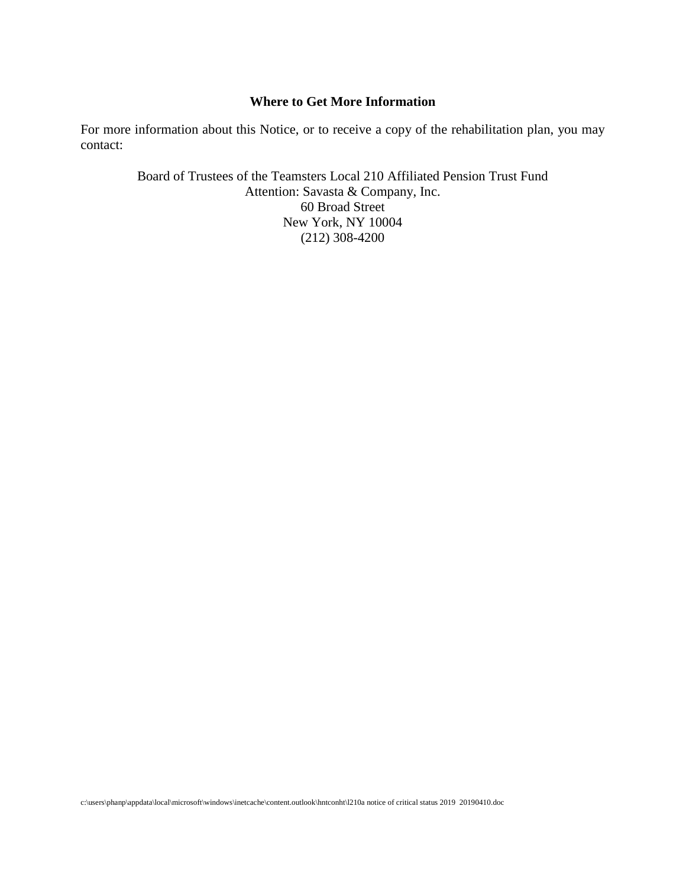## Where to Get More Information

For more information about this Notice, or to receive a copy of the rehabilitation plan, you may contact:

Board of Trustees of the Teamsters Local 210 Affiliated Pension Trust Fund
Attention: Savasta & Company, Inc.
60 Broad Street
New York, NY 10004
(212) 308-4200